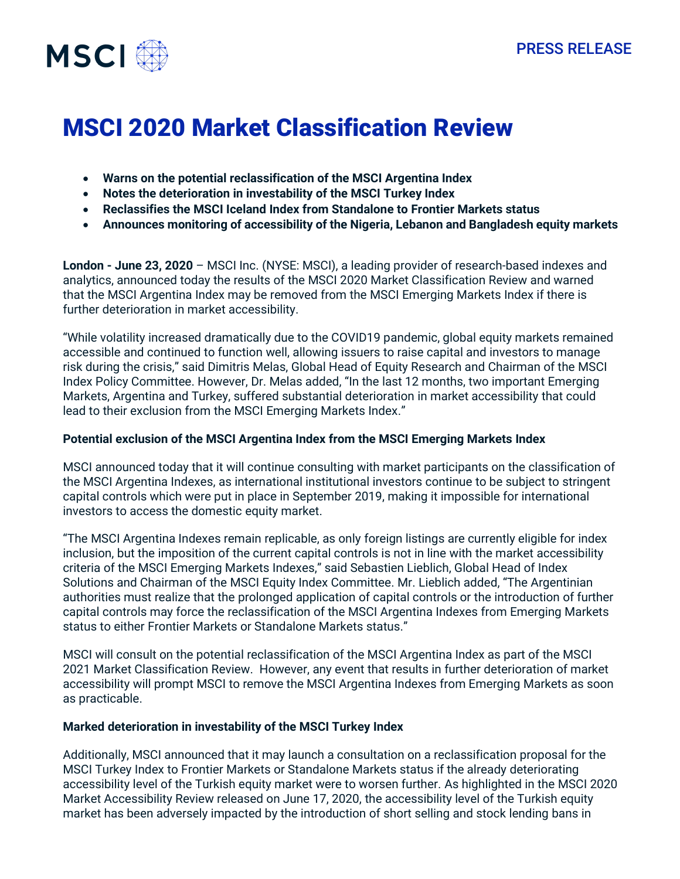PRESS RELEASE

# MSCI 2020 Market Classification Review

- **Warns on the potential reclassification of the MSCI Argentina Index**
- **Notes the deterioration in investability of the MSCI Turkey Index**
- **Reclassifies the MSCI Iceland Index from Standalone to Frontier Markets status**
- **Announces monitoring of accessibility of the Nigeria, Lebanon and Bangladesh equity markets**

**London - June 23, 2020** – MSCI Inc. (NYSE: MSCI), a leading provider of research-based indexes and analytics, announced today the results of the MSCI 2020 Market Classification Review and warned that the MSCI Argentina Index may be removed from the MSCI Emerging Markets Index if there is further deterioration in market accessibility.

"While volatility increased dramatically due to the COVID19 pandemic, global equity markets remained accessible and continued to function well, allowing issuers to raise capital and investors to manage risk during the crisis," said Dimitris Melas, Global Head of Equity Research and Chairman of the MSCI Index Policy Committee. However, Dr. Melas added, "In the last 12 months, two important Emerging Markets, Argentina and Turkey, suffered substantial deterioration in market accessibility that could lead to their exclusion from the MSCI Emerging Markets Index."

**Potential exclusion of the MSCI Argentina Index from the MSCI Emerging Markets Index**

MSCI announced today that it will continue consulting with market participants on the classification of the MSCI Argentina Indexes, as international institutional investors continue to be subject to stringent capital controls which were put in place in September 2019, making it impossible for international investors to access the domestic equity market.

"The MSCI Argentina Indexes remain replicable, as only foreign listings are currently eligible for index inclusion, but the imposition of the current capital controls is not in line with the market accessibility criteria of the MSCI Emerging Markets Indexes," said Sebastien Lieblich, Global Head of Index Solutions and Chairman of the MSCI Equity Index Committee. Mr. Lieblich added, "The Argentinian authorities must realize that the prolonged application of capital controls or the introduction of further capital controls may force the reclassification of the MSCI Argentina Indexes from Emerging Markets status to either Frontier Markets or Standalone Markets status."

MSCI will consult on the potential reclassification of the MSCI Argentina Index as part of the MSCI 2021 Market Classification Review. However, any event that results in further deterioration of market accessibility will prompt MSCI to remove the MSCI Argentina Indexes from Emerging Markets as soon as practicable.

**Marked deterioration in investability of the MSCI Turkey Index**

Additionally, MSCI announced that it may launch a consultation on a reclassification proposal for the MSCI Turkey Index to Frontier Markets or Standalone Markets status if the already deteriorating accessibility level of the Turkish equity market were to worsen further. As highlighted in the MSCI 2020 Market Accessibility Review released on June 17, 2020, the accessibility level of the Turkish equity market has been adversely impacted by the introduction of short selling and stock lending bans in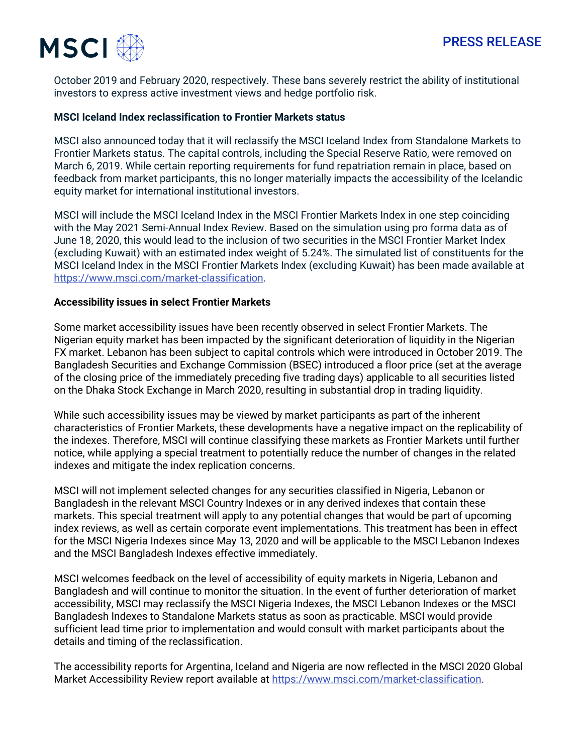October 2019 and February 2020, respectively. These bans severely restrict the ability of institutional investors to express active investment views and hedge portfolio risk.

**MSCI Iceland Index reclassification to Frontier Markets status**

MSCI also announced today that it will reclassify the MSCI Iceland Index from Standalone Markets to Frontier Markets status. The capital controls, including the Special Reserve Ratio, were removed on March 6, 2019. While certain reporting requirements for fund repatriation remain in place, based on feedback from market participants, this no longer materially impacts the accessibility of the Icelandic equity market for international institutional investors.

MSCI will include the MSCI Iceland Index in the MSCI Frontier Markets Index in one step coinciding with the May 2021 Semi-Annual Index Review. Based on the simulation using pro forma data as of June 18, 2020, this would lead to the inclusion of two securities in the MSCI Frontier Market Index (excluding Kuwait) with an estimated index weight of 5.24%. The simulated list of constituents for the MSCI Iceland Index in the MSCI Frontier Markets Index (excluding Kuwait) has been made available at https://www.msci.com/market-classification.

**Accessibility issues in select Frontier Markets**

Some market accessibility issues have been recently observed in select Frontier Markets. The Nigerian equity market has been impacted by the significant deterioration of liquidity in the Nigerian FX market. Lebanon has been subject to capital controls which were introduced in October 2019. The Bangladesh Securities and Exchange Commission (BSEC) introduced a floor price (set at the average of the closing price of the immediately preceding five trading days) applicable to all securities listed on the Dhaka Stock Exchange in March 2020, resulting in substantial drop in trading liquidity.

While such accessibility issues may be viewed by market participants as part of the inherent characteristics of Frontier Markets, these developments have a negative impact on the replicability of the indexes. Therefore, MSCI will continue classifying these markets as Frontier Markets until further notice, while applying a special treatment to potentially reduce the number of changes in the related indexes and mitigate the index replication concerns.

MSCI will not implement selected changes for any securities classified in Nigeria, Lebanon or Bangladesh in the relevant MSCI Country Indexes or in any derived indexes that contain these markets. This special treatment will apply to any potential changes that would be part of upcoming index reviews, as well as certain corporate event implementations. This treatment has been in effect for the MSCI Nigeria Indexes since May 13, 2020 and will be applicable to the MSCI Lebanon Indexes and the MSCI Bangladesh Indexes effective immediately.

MSCI welcomes feedback on the level of accessibility of equity markets in Nigeria, Lebanon and Bangladesh and will continue to monitor the situation. In the event of further deterioration of market accessibility, MSCI may reclassify the MSCI Nigeria Indexes, the MSCI Lebanon Indexes or the MSCI Bangladesh Indexes to Standalone Markets status as soon as practicable. MSCI would provide sufficient lead time prior to implementation and would consult with market participants about the details and timing of the reclassification.

The accessibility reports for Argentina, Iceland and Nigeria are now reflected in the MSCI 2020 Global Market Accessibility Review report available at https://www.msci.com/market-classification.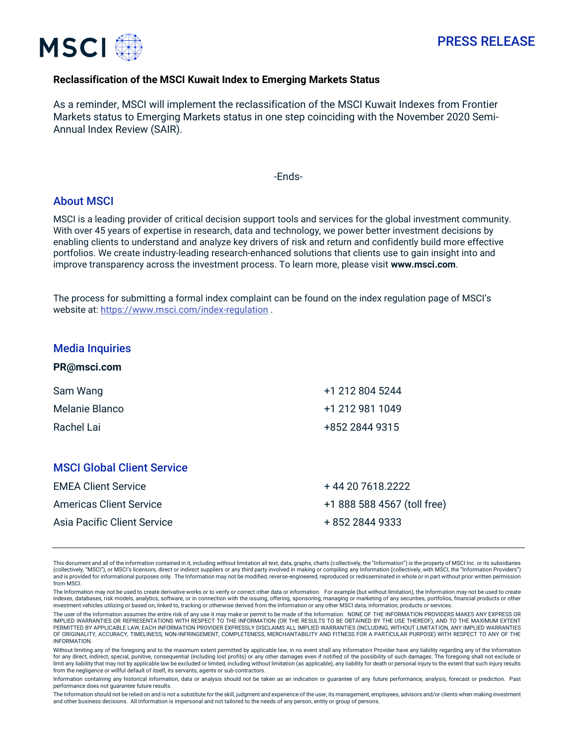**Reclassification of the MSCI Kuwait Index to Emerging Markets Status**

As a reminder, MSCI will implement the reclassification of the MSCI Kuwait Indexes from Frontier Markets status to Emerging Markets status in one step coinciding with the November 2020 Semi-Annual Index Review (SAIR).

-Ends-

## About MSCI

MSCI is a leading provider of critical decision support tools and services for the global investment community. With over 45 years of expertise in research, data and technology, we power better investment decisions by enabling clients to understand and analyze key drivers of risk and return and confidently build more effective portfolios. We create industry-leading research-enhanced solutions that clients use to gain insight into and improve transparency across the investment process. To learn more, please visit **www.msci.com**.

The process for submitting a formal index complaint can be found on the index regulation page of MSCI's website at: https://www.msci.com/index-regulation .

## Media Inquiries

**PR@msci.com**

| | |
|---|---|
| Sam Wang | +1 212 804 5244 |
| Melanie Blanco | +1 212 981 1049 |
| Rachel Lai | +852 2844 9315 |

## MSCI Global Client Service

| | |
|---|---|
| EMEA Client Service | + 44 20 7618.2222 |
| Americas Client Service | +1 888 588 4567 (toll free) |
| Asia Pacific Client Service | + 852 2844 9333 |

---

This document and all of the information contained in it, including without limitation all text, data, graphs, charts (collectively, the "Information") is the property of MSCI Inc. or its subsidiaries (collectively, "MSCI"), or MSCI's licensors, direct or indirect suppliers or any third party involved in making or compiling any Information (collectively, with MSCI, the "Information Providers") and is provided for informational purposes only. The Information may not be modified, reverse-engineered, reproduced or redisseminated in whole or in part without prior written permission from MSCI.

The Information may not be used to create derivative works or to verify or correct other data or information. For example (but without limitation), the Information may not be used to create indexes, databases, risk models, analytics, software, or in connection with the issuing, offering, sponsoring, managing or marketing of any securities, portfolios, financial products or other investment vehicles utilizing or based on, linked to, tracking or otherwise derived from the Information or any other MSCI data, information, products or services.

The user of the Information assumes the entire risk of any use it may make or permit to be made of the Information. NONE OF THE INFORMATION PROVIDERS MAKES ANY EXPRESS OR IMPLIED WARRANTIES OR REPRESENTATIONS WITH RESPECT TO THE INFORMATION (OR THE RESULTS TO BE OBTAINED BY THE USE THEREOF), AND TO THE MAXIMUM EXTENT PERMITTED BY APPLICABLE LAW, EACH INFORMATION PROVIDER EXPRESSLY DISCLAIMS ALL IMPLIED WARRANTIES (INCLUDING, WITHOUT LIMITATION, ANY IMPLIED WARRANTIES OF ORIGINALITY, ACCURACY, TIMELINESS, NON-INFRINGEMENT, COMPLETENESS, MERCHANTABILITY AND FITNESS FOR A PARTICULAR PURPOSE) WITH RESPECT TO ANY OF THE INFORMATION.

Without limiting any of the foregoing and to the maximum extent permitted by applicable law, in no event shall any Information Provider have any liability regarding any of the Information for any direct, indirect, special, punitive, consequential (including lost profits) or any other damages even if notified of the possibility of such damages. The foregoing shall not exclude or limit any liability that may not by applicable law be excluded or limited, including without limitation (as applicable), any liability for death or personal injury to the extent that such injury results from the negligence or willful default of itself, its servants, agents or sub-contractors.

Information containing any historical information, data or analysis should not be taken as an indication or guarantee of any future performance, analysis, forecast or prediction. Past performance does not guarantee future results.

The Information should not be relied on and is not a substitute for the skill, judgment and experience of the user, its management, employees, advisors and/or clients when making investment and other business decisions. All Information is impersonal and not tailored to the needs of any person, entity or group of persons.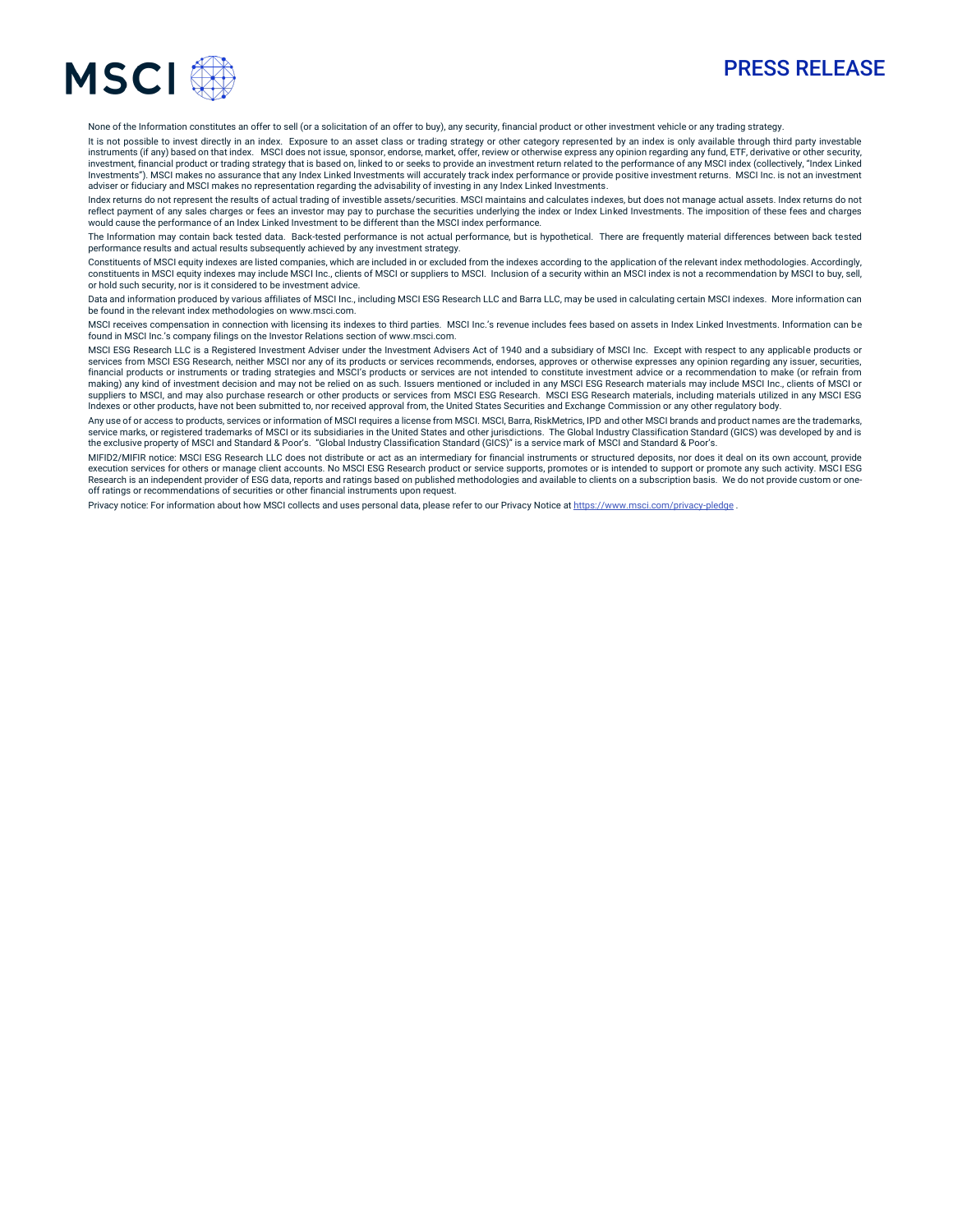None of the Information constitutes an offer to sell (or a solicitation of an offer to buy), any security, financial product or other investment vehicle or any trading strategy.

It is not possible to invest directly in an index. Exposure to an asset class or trading strategy or other category represented by an index is only available through third party investable instruments (if any) based on that index. MSCI does not issue, sponsor, endorse, market, offer, review or otherwise express any opinion regarding any fund, ETF, derivative or other security, investment, financial product or trading strategy that is based on, linked to or seeks to provide an investment return related to the performance of any MSCI index (collectively, "Index Linked Investments"). MSCI makes no assurance that any Index Linked Investments will accurately track index performance or provide positive investment returns. MSCI Inc. is not an investment adviser or fiduciary and MSCI makes no representation regarding the advisability of investing in any Index Linked Investments.

Index returns do not represent the results of actual trading of investible assets/securities. MSCI maintains and calculates indexes, but does not manage actual assets. Index returns do not reflect payment of any sales charges or fees an investor may pay to purchase the securities underlying the index or Index Linked Investments. The imposition of these fees and charges would cause the performance of an Index Linked Investment to be different than the MSCI index performance.

The Information may contain back tested data. Back-tested performance is not actual performance, but is hypothetical. There are frequently material differences between back tested performance results and actual results subsequently achieved by any investment strategy.

Constituents of MSCI equity indexes are listed companies, which are included in or excluded from the indexes according to the application of the relevant index methodologies. Accordingly, constituents in MSCI equity indexes may include MSCI Inc., clients of MSCI or suppliers to MSCI. Inclusion of a security within an MSCI index is not a recommendation by MSCI to buy, sell, or hold such security, nor is it considered to be investment advice.

Data and information produced by various affiliates of MSCI Inc., including MSCI ESG Research LLC and Barra LLC, may be used in calculating certain MSCI indexes. More information can be found in the relevant index methodologies on www.msci.com.

MSCI receives compensation in connection with licensing its indexes to third parties. MSCI Inc.'s revenue includes fees based on assets in Index Linked Investments. Information can be found in MSCI Inc.'s company filings on the Investor Relations section of www.msci.com.

MSCI ESG Research LLC is a Registered Investment Adviser under the Investment Advisers Act of 1940 and a subsidiary of MSCI Inc. Except with respect to any applicable products or services from MSCI ESG Research, neither MSCI nor any of its products or services recommends, endorses, approves or otherwise expresses any opinion regarding any issuer, securities, financial products or instruments or trading strategies and MSCI's products or services are not intended to constitute investment advice or a recommendation to make (or refrain from making) any kind of investment decision and may not be relied on as such. Issuers mentioned or included in any MSCI ESG Research materials may include MSCI Inc., clients of MSCI or suppliers to MSCI, and may also purchase research or other products or services from MSCI ESG Research. MSCI ESG Research materials, including materials utilized in any MSCI ESG Indexes or other products, have not been submitted to, nor received approval from, the United States Securities and Exchange Commission or any other regulatory body.

Any use of or access to products, services or information of MSCI requires a license from MSCI. MSCI, Barra, RiskMetrics, IPD and other MSCI brands and product names are the trademarks, service marks, or registered trademarks of MSCI or its subsidiaries in the United States and other jurisdictions. The Global Industry Classification Standard (GICS) was developed by and is the exclusive property of MSCI and Standard & Poor's. "Global Industry Classification Standard (GICS)" is a service mark of MSCI and Standard & Poor's.

MIFID2/MIFIR notice: MSCI ESG Research LLC does not distribute or act as an intermediary for financial instruments or structured deposits, nor does it deal on its own account, provide execution services for others or manage client accounts. No MSCI ESG Research product or service supports, promotes or is intended to support or promote any such activity. MSCI ESG Research is an independent provider of ESG data, reports and ratings based on published methodologies and available to clients on a subscription basis. We do not provide custom or one-off ratings or recommendations of securities or other financial instruments upon request.

Privacy notice: For information about how MSCI collects and uses personal data, please refer to our Privacy Notice at https://www.msci.com/privacy-pledge .